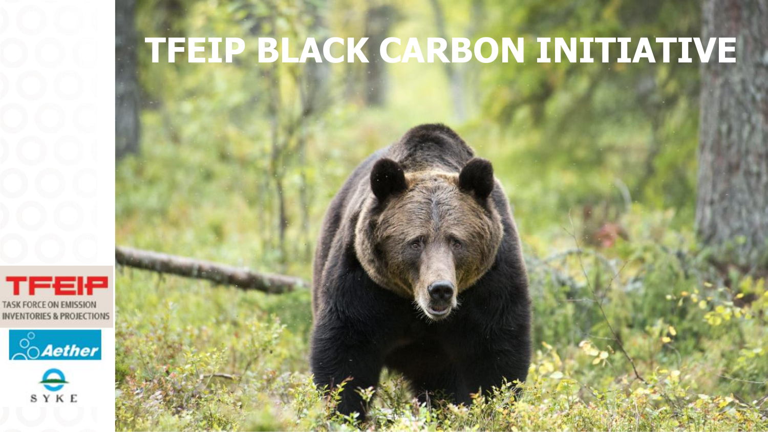# TFEIP BLACK CARBON INITIATIVE

TFEIP

TASK FORCE ON EMISSION INVENTORIES & PROJECTIONS

Aether

SYKE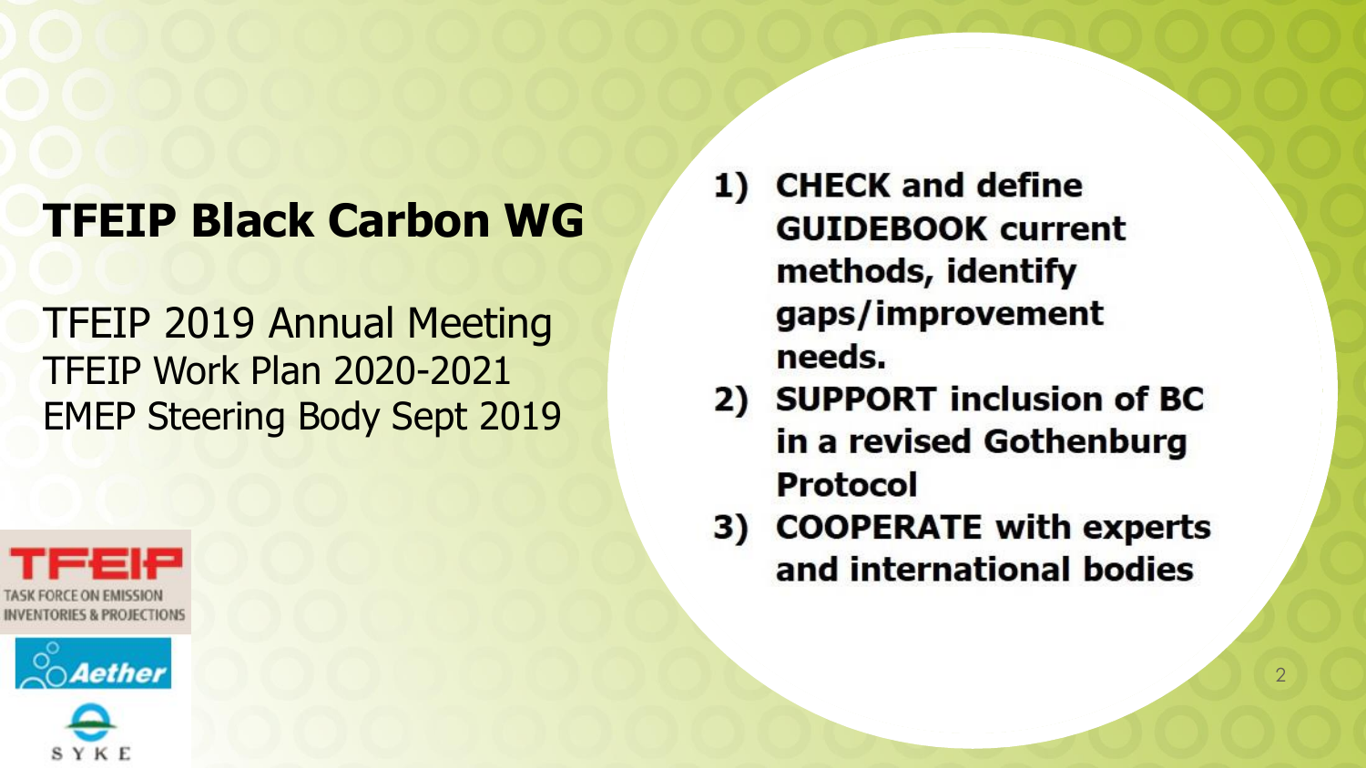# TFEIP Black Carbon WG

TFEIP 2019 Annual Meeting
TFEIP Work Plan 2020-2021
EMEP Steering Body Sept 2019

TFEIP
TASK FORCE ON EMISSION INVENTORIES & PROJECTIONS

Aether

SYKE

1) **CHECK and define GUIDEBOOK current methods, identify gaps/improvement needs.**
2) **SUPPORT inclusion of BC in a revised Gothenburg Protocol**
3) **COOPERATE with experts and international bodies**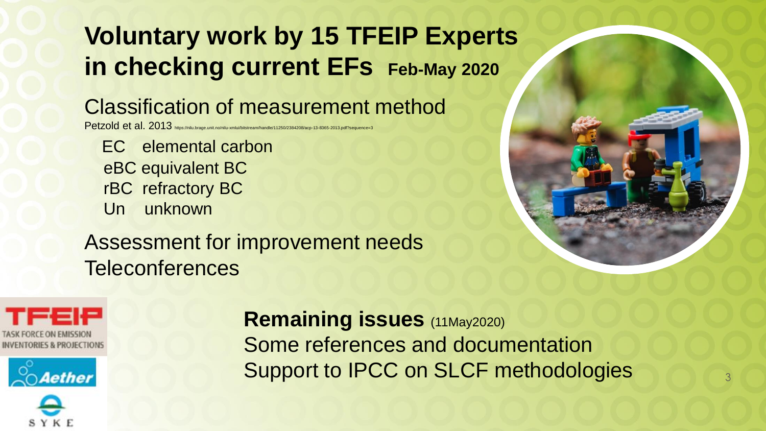# Voluntary work by 15 TFEIP Experts in checking current EFs Feb-May 2020

## Classification of measurement method

Petzold et al. 2013 https://nilu.brage.unit.no/nilu-xmlui/bitstream/handle/11250/2384208/acp-13-8365-2013.pdf?sequence=3

- EC elemental carbon
- eBC equivalent BC
- rBC refractory BC
- Un unknown

Assessment for improvement needs

Teleconferences

TFEIP TASK FORCE ON EMISSION INVENTORIES & PROJECTIONS

Aether

SYKE

**Remaining issues** (11May2020)

Some references and documentation

Support to IPCC on SLCF methodologies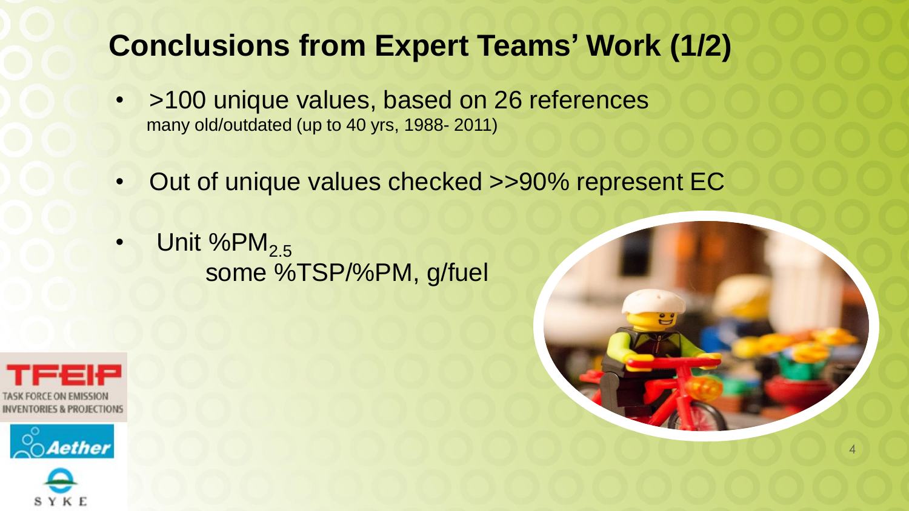# Conclusions from Expert Teams' Work (1/2)

- >100 unique values, based on 26 references
  many old/outdated (up to 40 yrs, 1988- 2011)
- Out of unique values checked >>90% represent EC
- Unit %$PM_{2.5}$
  some %TSP/%PM, g/fuel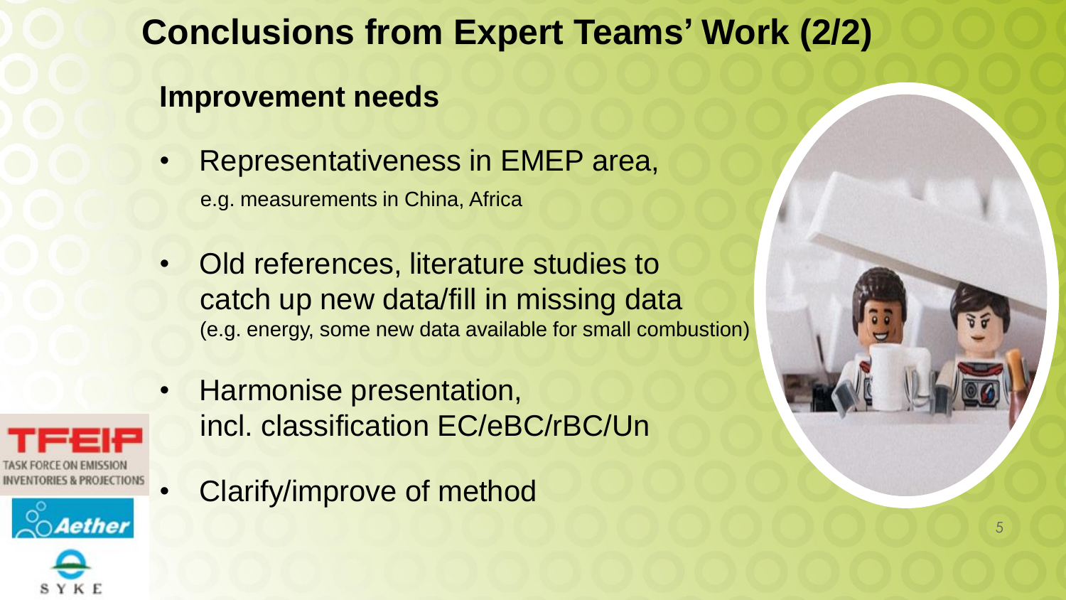# Conclusions from Expert Teams' Work (2/2)

## Improvement needs

- Representativeness in EMEP area,
  e.g. measurements in China, Africa
- Old references, literature studies to catch up new data/fill in missing data
  (e.g. energy, some new data available for small combustion)
- Harmonise presentation,
  incl. classification EC/eBC/rBC/Un
- Clarify/improve of method

TFEIP TASK FORCE ON EMISSION INVENTORIES & PROJECTIONS

Aether

SYKE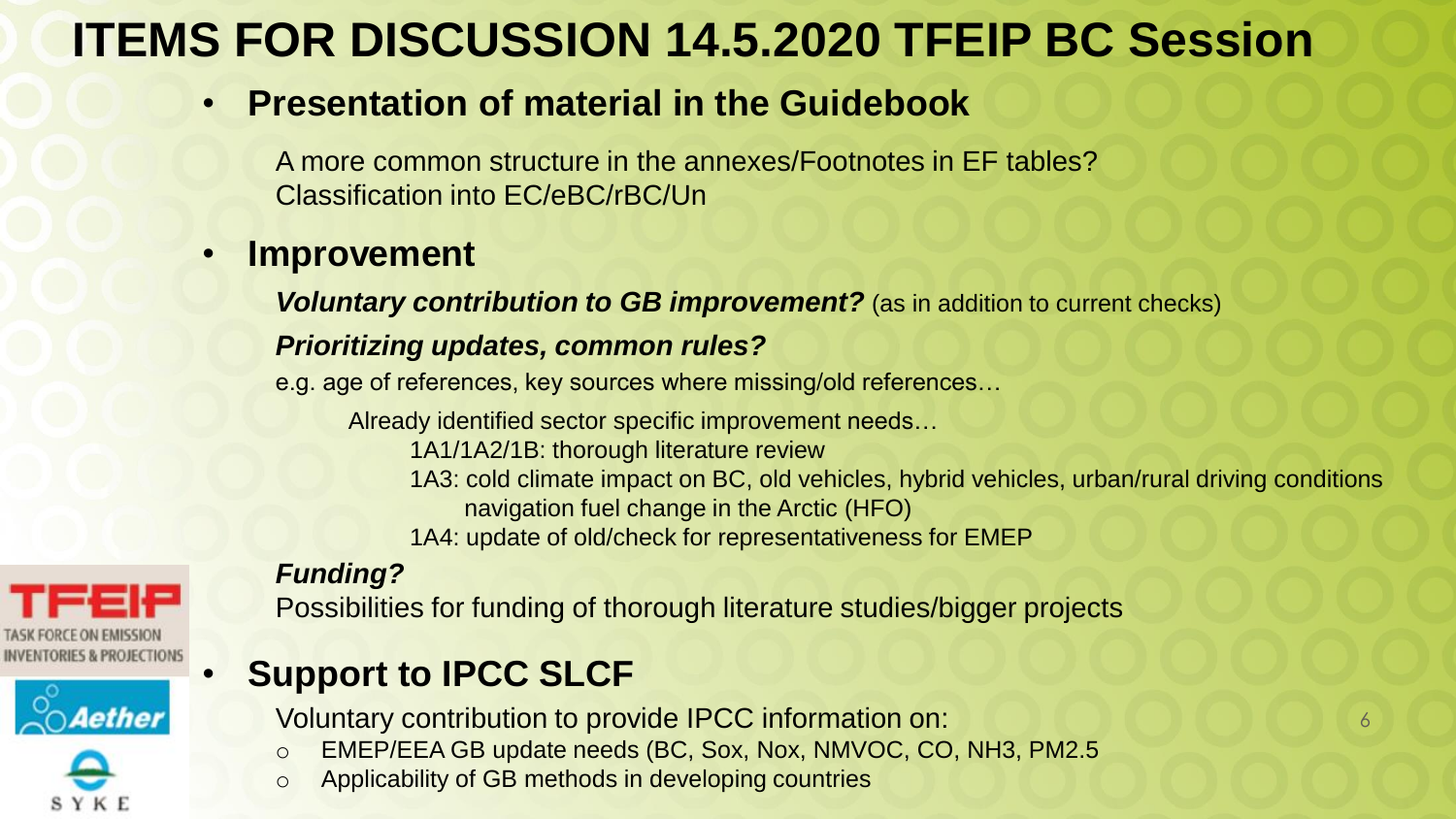# ITEMS FOR DISCUSSION 14.5.2020 TFEIP BC Session

- **Presentation of material in the Guidebook**

  A more common structure in the annexes/Footnotes in EF tables?
  Classification into EC/eBC/rBC/Un

- **Improvement**

  ***Voluntary contribution to GB improvement?*** (as in addition to current checks)

  ***Prioritizing updates, common rules?***

  e.g. age of references, key sources where missing/old references…

  Already identified sector specific improvement needs…
  - 1A1/1A2/1B: thorough literature review
  - 1A3: cold climate impact on BC, old vehicles, hybrid vehicles, urban/rural driving conditions
    navigation fuel change in the Arctic (HFO)
  - 1A4: update of old/check for representativeness for EMEP

  ***Funding?***

  Possibilities for funding of thorough literature studies/bigger projects

- **Support to IPCC SLCF**

  Voluntary contribution to provide IPCC information on:
  - EMEP/EEA GB update needs (BC, Sox, Nox, NMVOC, CO, NH3, PM2.5
  - Applicability of GB methods in developing countries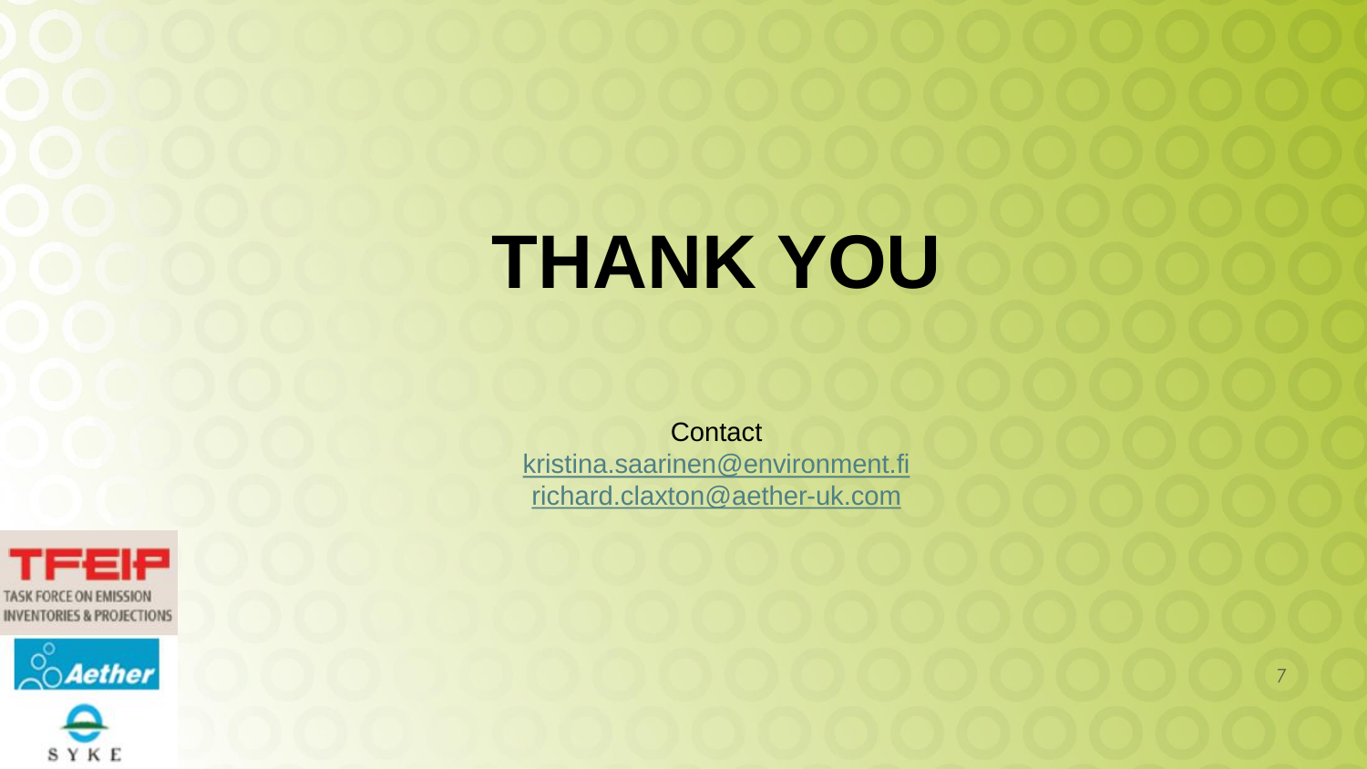# THANK YOU

Contact

kristina.saarinen@environment.fi

richard.claxton@aether-uk.com